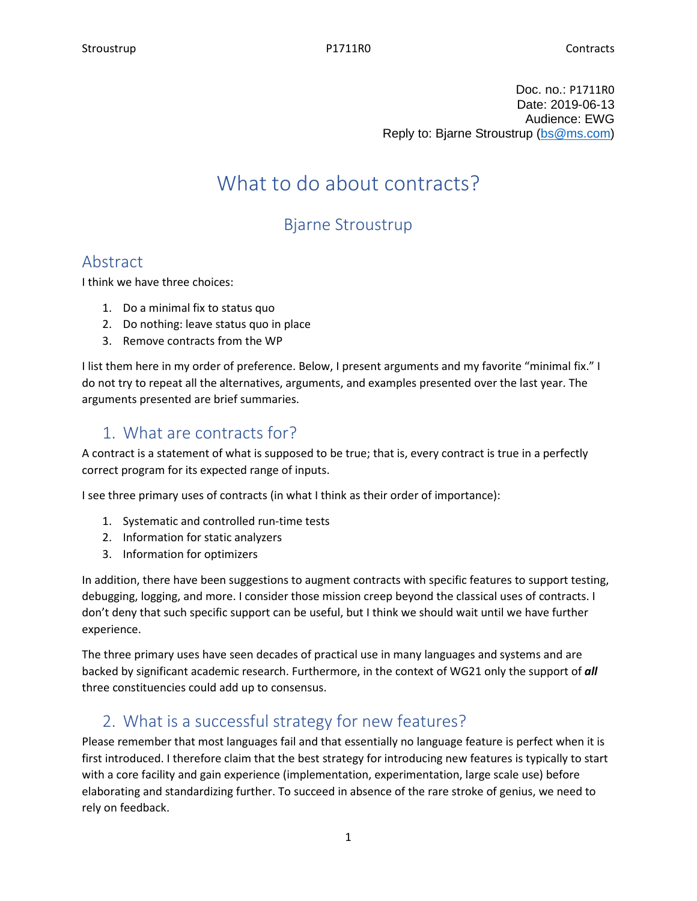Doc. no.: P1711R0
Date: 2019-06-13
Audience: EWG
Reply to: Bjarne Stroustrup (bs@ms.com)

# What to do about contracts?

## Bjarne Stroustrup

## Abstract

I think we have three choices:

1. Do a minimal fix to status quo
2. Do nothing: leave status quo in place
3. Remove contracts from the WP

I list them here in my order of preference. Below, I present arguments and my favorite "minimal fix." I do not try to repeat all the alternatives, arguments, and examples presented over the last year. The arguments presented are brief summaries.

## 1. What are contracts for?

A contract is a statement of what is supposed to be true; that is, every contract is true in a perfectly correct program for its expected range of inputs.

I see three primary uses of contracts (in what I think as their order of importance):

1. Systematic and controlled run-time tests
2. Information for static analyzers
3. Information for optimizers

In addition, there have been suggestions to augment contracts with specific features to support testing, debugging, logging, and more. I consider those mission creep beyond the classical uses of contracts. I don't deny that such specific support can be useful, but I think we should wait until we have further experience.

The three primary uses have seen decades of practical use in many languages and systems and are backed by significant academic research. Furthermore, in the context of WG21 only the support of ***all*** three constituencies could add up to consensus.

## 2. What is a successful strategy for new features?

Please remember that most languages fail and that essentially no language feature is perfect when it is first introduced. I therefore claim that the best strategy for introducing new features is typically to start with a core facility and gain experience (implementation, experimentation, large scale use) before elaborating and standardizing further. To succeed in absence of the rare stroke of genius, we need to rely on feedback.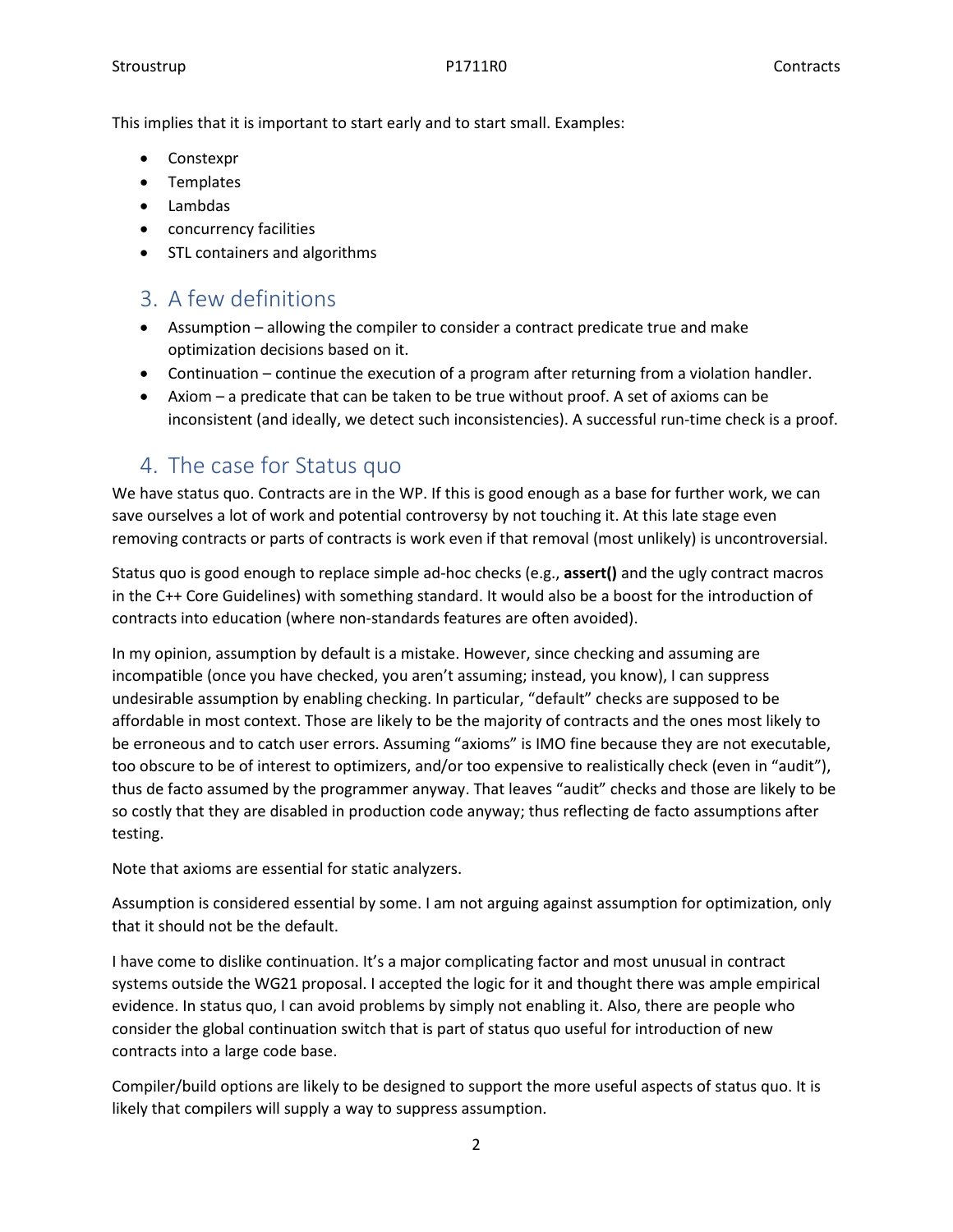This implies that it is important to start early and to start small. Examples:

- Constexpr
- Templates
- Lambdas
- concurrency facilities
- STL containers and algorithms

## 3. A few definitions

- Assumption – allowing the compiler to consider a contract predicate true and make optimization decisions based on it.
- Continuation – continue the execution of a program after returning from a violation handler.
- Axiom – a predicate that can be taken to be true without proof. A set of axioms can be inconsistent (and ideally, we detect such inconsistencies). A successful run-time check is a proof.

## 4. The case for Status quo

We have status quo. Contracts are in the WP. If this is good enough as a base for further work, we can save ourselves a lot of work and potential controversy by not touching it. At this late stage even removing contracts or parts of contracts is work even if that removal (most unlikely) is uncontroversial.

Status quo is good enough to replace simple ad-hoc checks (e.g., **assert()** and the ugly contract macros in the C++ Core Guidelines) with something standard. It would also be a boost for the introduction of contracts into education (where non-standards features are often avoided).

In my opinion, assumption by default is a mistake. However, since checking and assuming are incompatible (once you have checked, you aren't assuming; instead, you know), I can suppress undesirable assumption by enabling checking. In particular, "default" checks are supposed to be affordable in most context. Those are likely to be the majority of contracts and the ones most likely to be erroneous and to catch user errors. Assuming "axioms" is IMO fine because they are not executable, too obscure to be of interest to optimizers, and/or too expensive to realistically check (even in "audit"), thus de facto assumed by the programmer anyway. That leaves "audit" checks and those are likely to be so costly that they are disabled in production code anyway; thus reflecting de facto assumptions after testing.

Note that axioms are essential for static analyzers.

Assumption is considered essential by some. I am not arguing against assumption for optimization, only that it should not be the default.

I have come to dislike continuation. It's a major complicating factor and most unusual in contract systems outside the WG21 proposal. I accepted the logic for it and thought there was ample empirical evidence. In status quo, I can avoid problems by simply not enabling it. Also, there are people who consider the global continuation switch that is part of status quo useful for introduction of new contracts into a large code base.

Compiler/build options are likely to be designed to support the more useful aspects of status quo. It is likely that compilers will supply a way to suppress assumption.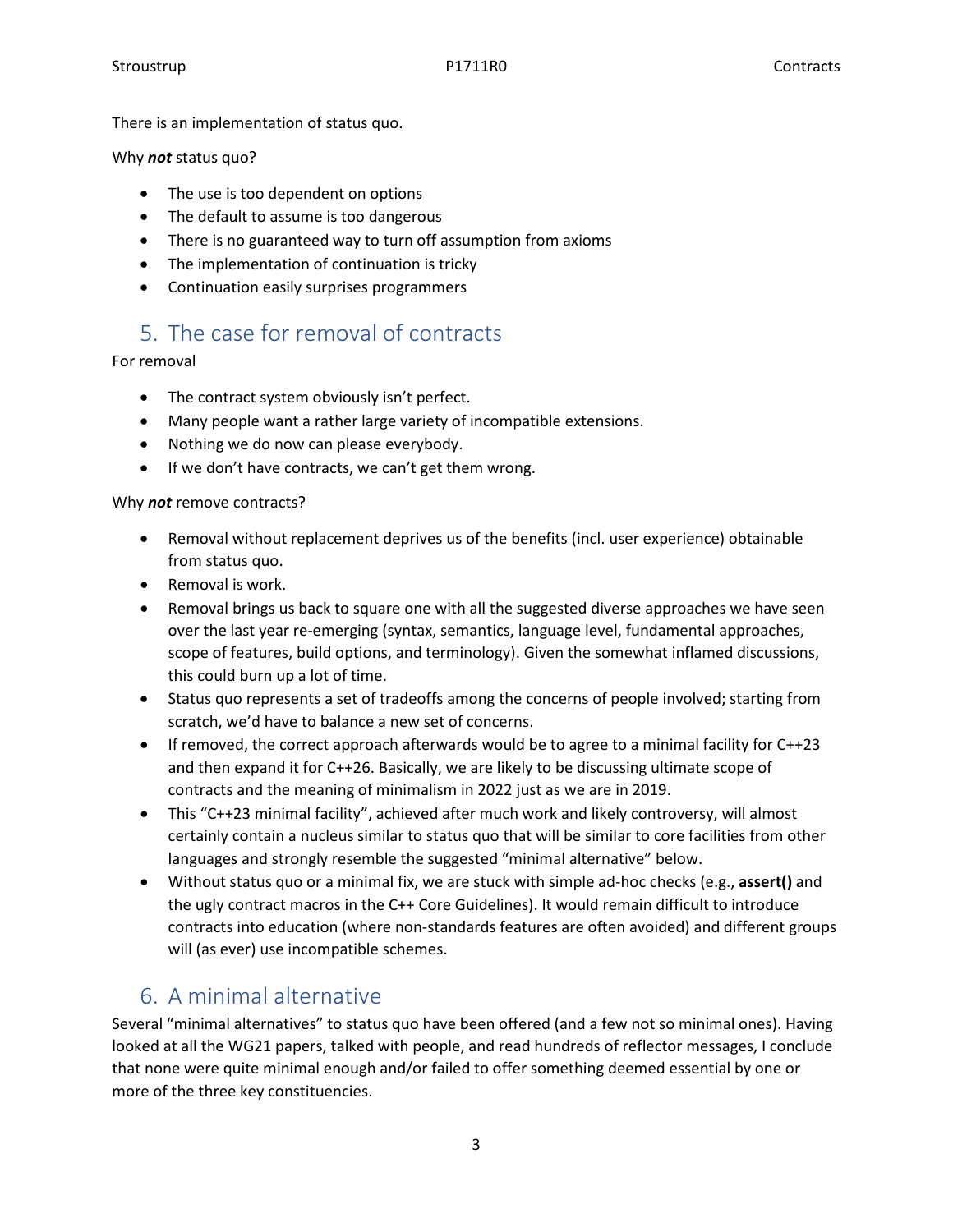There is an implementation of status quo.

Why ***not*** status quo?

- The use is too dependent on options
- The default to assume is too dangerous
- There is no guaranteed way to turn off assumption from axioms
- The implementation of continuation is tricky
- Continuation easily surprises programmers

## 5. The case for removal of contracts

For removal

- The contract system obviously isn't perfect.
- Many people want a rather large variety of incompatible extensions.
- Nothing we do now can please everybody.
- If we don't have contracts, we can't get them wrong.

Why ***not*** remove contracts?

- Removal without replacement deprives us of the benefits (incl. user experience) obtainable from status quo.
- Removal is work.
- Removal brings us back to square one with all the suggested diverse approaches we have seen over the last year re-emerging (syntax, semantics, language level, fundamental approaches, scope of features, build options, and terminology). Given the somewhat inflamed discussions, this could burn up a lot of time.
- Status quo represents a set of tradeoffs among the concerns of people involved; starting from scratch, we'd have to balance a new set of concerns.
- If removed, the correct approach afterwards would be to agree to a minimal facility for C++23 and then expand it for C++26. Basically, we are likely to be discussing ultimate scope of contracts and the meaning of minimalism in 2022 just as we are in 2019.
- This "C++23 minimal facility", achieved after much work and likely controversy, will almost certainly contain a nucleus similar to status quo that will be similar to core facilities from other languages and strongly resemble the suggested "minimal alternative" below.
- Without status quo or a minimal fix, we are stuck with simple ad-hoc checks (e.g., **assert()** and the ugly contract macros in the C++ Core Guidelines). It would remain difficult to introduce contracts into education (where non-standards features are often avoided) and different groups will (as ever) use incompatible schemes.

## 6. A minimal alternative

Several "minimal alternatives" to status quo have been offered (and a few not so minimal ones). Having looked at all the WG21 papers, talked with people, and read hundreds of reflector messages, I conclude that none were quite minimal enough and/or failed to offer something deemed essential by one or more of the three key constituencies.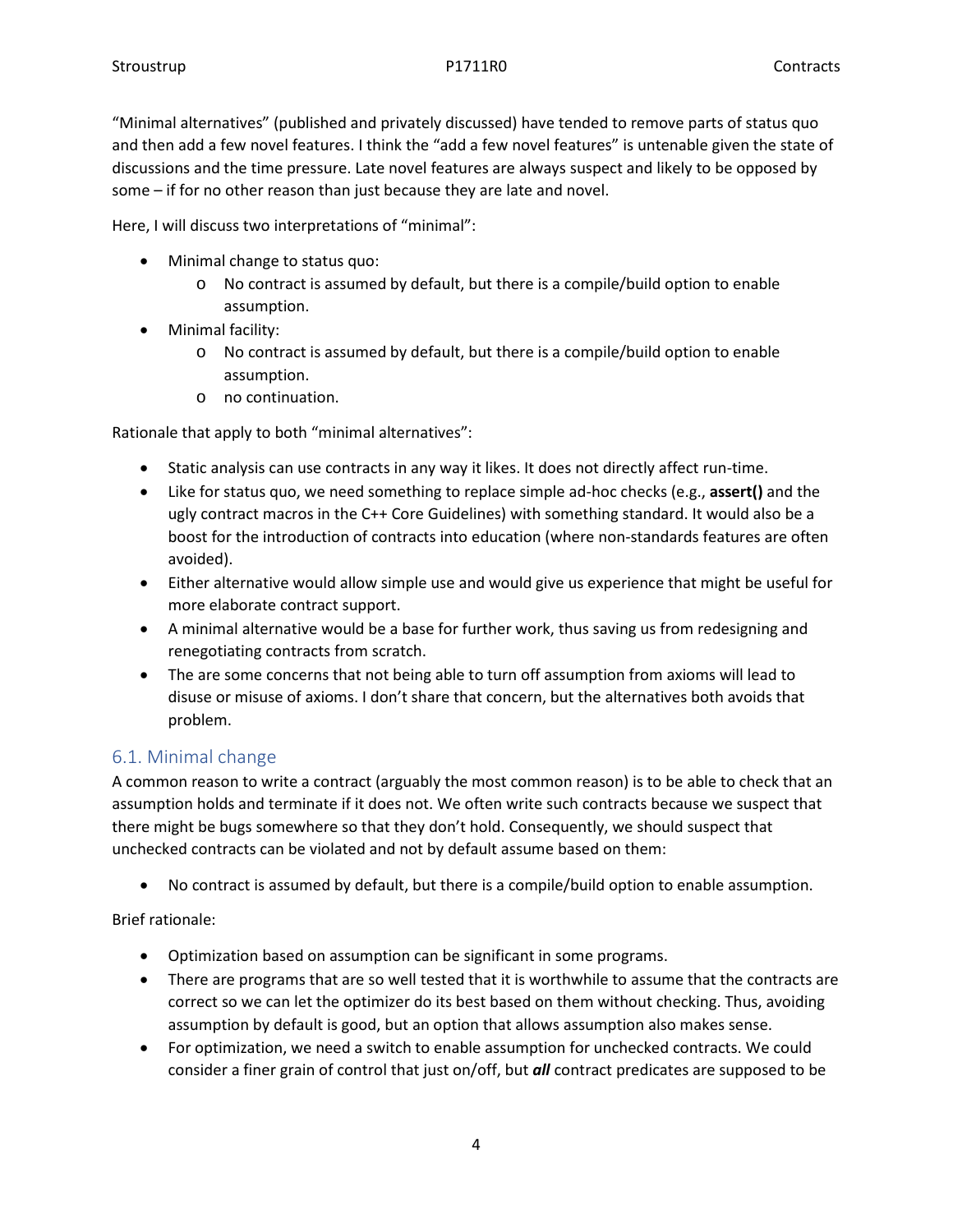"Minimal alternatives" (published and privately discussed) have tended to remove parts of status quo and then add a few novel features. I think the "add a few novel features" is untenable given the state of discussions and the time pressure. Late novel features are always suspect and likely to be opposed by some – if for no other reason than just because they are late and novel.

Here, I will discuss two interpretations of "minimal":

- Minimal change to status quo:
  - No contract is assumed by default, but there is a compile/build option to enable assumption.
- Minimal facility:
  - No contract is assumed by default, but there is a compile/build option to enable assumption.
  - no continuation.

Rationale that apply to both "minimal alternatives":

- Static analysis can use contracts in any way it likes. It does not directly affect run-time.
- Like for status quo, we need something to replace simple ad-hoc checks (e.g., **assert()** and the ugly contract macros in the C++ Core Guidelines) with something standard. It would also be a boost for the introduction of contracts into education (where non-standards features are often avoided).
- Either alternative would allow simple use and would give us experience that might be useful for more elaborate contract support.
- A minimal alternative would be a base for further work, thus saving us from redesigning and renegotiating contracts from scratch.
- The are some concerns that not being able to turn off assumption from axioms will lead to disuse or misuse of axioms. I don't share that concern, but the alternatives both avoids that problem.

## 6.1. Minimal change

A common reason to write a contract (arguably the most common reason) is to be able to check that an assumption holds and terminate if it does not. We often write such contracts because we suspect that there might be bugs somewhere so that they don't hold. Consequently, we should suspect that unchecked contracts can be violated and not by default assume based on them:

- No contract is assumed by default, but there is a compile/build option to enable assumption.

Brief rationale:

- Optimization based on assumption can be significant in some programs.
- There are programs that are so well tested that it is worthwhile to assume that the contracts are correct so we can let the optimizer do its best based on them without checking. Thus, avoiding assumption by default is good, but an option that allows assumption also makes sense.
- For optimization, we need a switch to enable assumption for unchecked contracts. We could consider a finer grain of control that just on/off, but ***all*** contract predicates are supposed to be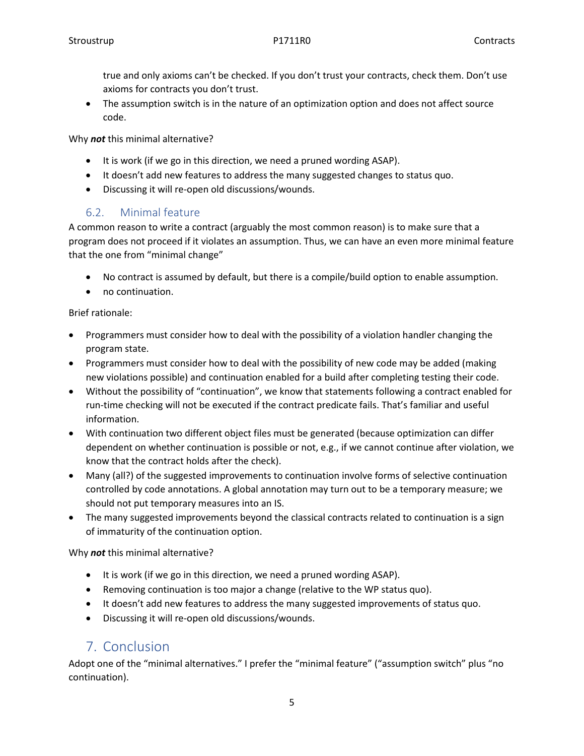true and only axioms can't be checked. If you don't trust your contracts, check them. Don't use axioms for contracts you don't trust.

- The assumption switch is in the nature of an optimization option and does not affect source code.

Why ***not*** this minimal alternative?

- It is work (if we go in this direction, we need a pruned wording ASAP).
- It doesn't add new features to address the many suggested changes to status quo.
- Discussing it will re-open old discussions/wounds.

### 6.2. Minimal feature

A common reason to write a contract (arguably the most common reason) is to make sure that a program does not proceed if it violates an assumption. Thus, we can have an even more minimal feature that the one from "minimal change"

- No contract is assumed by default, but there is a compile/build option to enable assumption.
- no continuation.

Brief rationale:

- Programmers must consider how to deal with the possibility of a violation handler changing the program state.
- Programmers must consider how to deal with the possibility of new code may be added (making new violations possible) and continuation enabled for a build after completing testing their code.
- Without the possibility of "continuation", we know that statements following a contract enabled for run-time checking will not be executed if the contract predicate fails. That's familiar and useful information.
- With continuation two different object files must be generated (because optimization can differ dependent on whether continuation is possible or not, e.g., if we cannot continue after violation, we know that the contract holds after the check).
- Many (all?) of the suggested improvements to continuation involve forms of selective continuation controlled by code annotations. A global annotation may turn out to be a temporary measure; we should not put temporary measures into an IS.
- The many suggested improvements beyond the classical contracts related to continuation is a sign of immaturity of the continuation option.

Why ***not*** this minimal alternative?

- It is work (if we go in this direction, we need a pruned wording ASAP).
- Removing continuation is too major a change (relative to the WP status quo).
- It doesn't add new features to address the many suggested improvements of status quo.
- Discussing it will re-open old discussions/wounds.

## 7. Conclusion

Adopt one of the "minimal alternatives." I prefer the "minimal feature" ("assumption switch" plus "no continuation).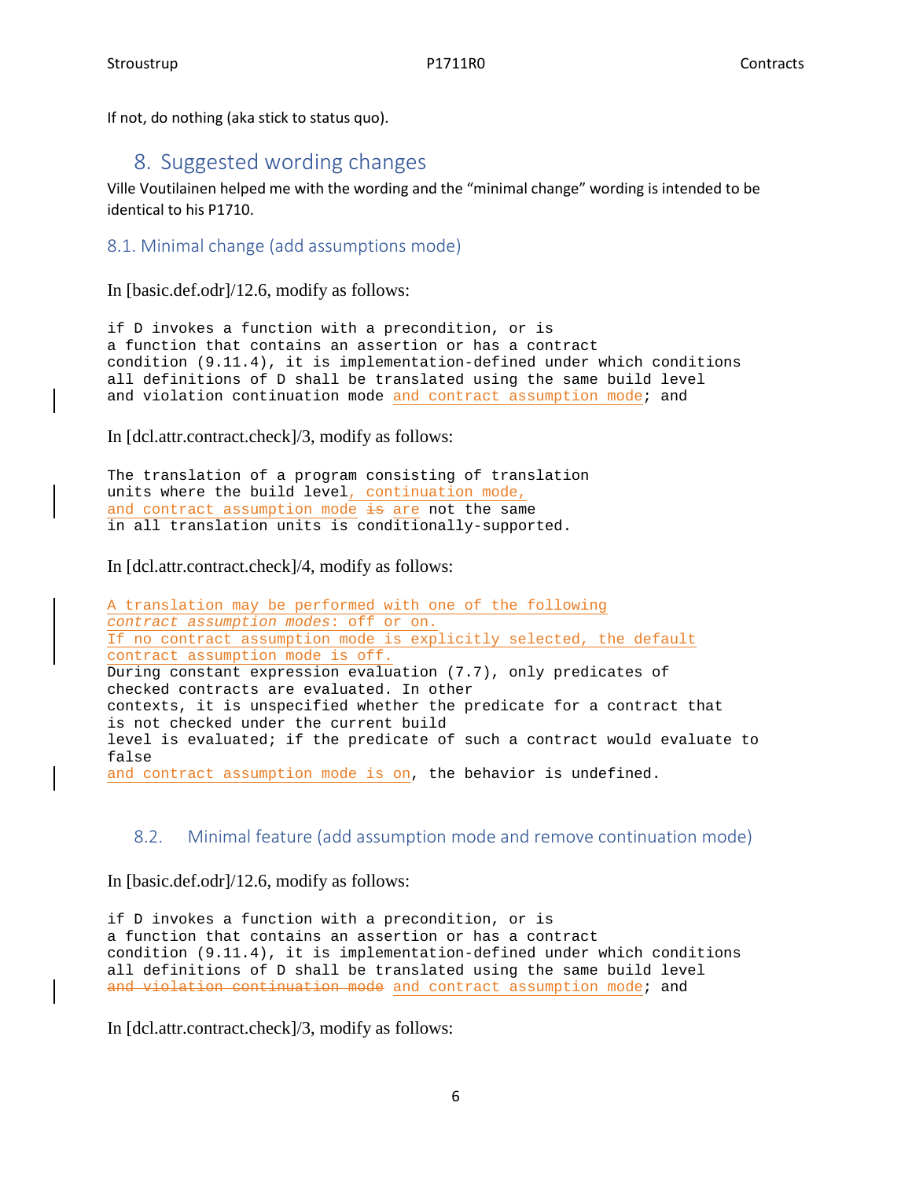If not, do nothing (aka stick to status quo).

## 8. Suggested wording changes

Ville Voutilainen helped me with the wording and the "minimal change" wording is intended to be identical to his P1710.

### 8.1. Minimal change (add assumptions mode)

In [basic.def.odr]/12.6, modify as follows:

```
if D invokes a function with a precondition, or is
a function that contains an assertion or has a contract
condition (9.11.4), it is implementation-defined under which conditions
all definitions of D shall be translated using the same build level
and violation continuation mode and contract assumption mode; and
```

In [dcl.attr.contract.check]/3, modify as follows:

```
The translation of a program consisting of translation
units where the build level, continuation mode,
and contract assumption mode is are not the same
in all translation units is conditionally-supported.
```

In [dcl.attr.contract.check]/4, modify as follows:

```
A translation may be performed with one of the following
contract assumption modes: off or on.
If no contract assumption mode is explicitly selected, the default
contract assumption mode is off.
During constant expression evaluation (7.7), only predicates of
checked contracts are evaluated. In other
contexts, it is unspecified whether the predicate for a contract that
is not checked under the current build
level is evaluated; if the predicate of such a contract would evaluate to
false
and contract assumption mode is on, the behavior is undefined.
```

### 8.2. Minimal feature (add assumption mode and remove continuation mode)

In [basic.def.odr]/12.6, modify as follows:

```
if D invokes a function with a precondition, or is
a function that contains an assertion or has a contract
condition (9.11.4), it is implementation-defined under which conditions
all definitions of D shall be translated using the same build level
and violation continuation mode and contract assumption mode; and
```

In [dcl.attr.contract.check]/3, modify as follows: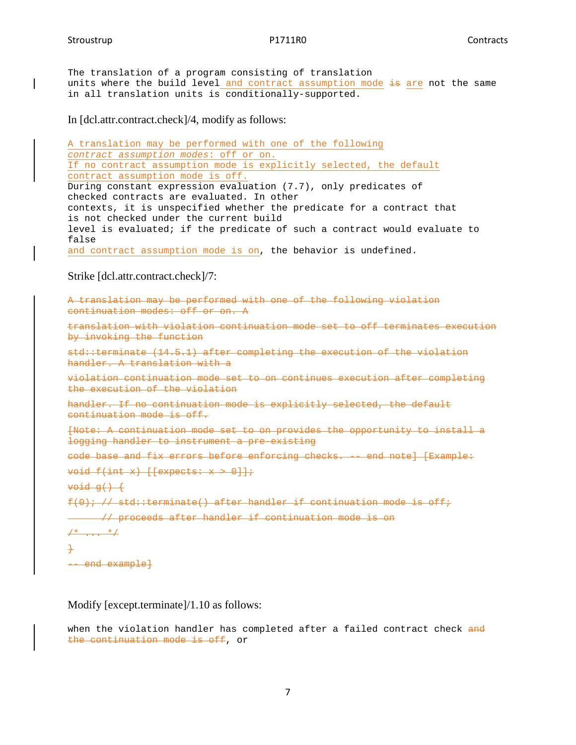```
The translation of a program consisting of translation
units where the build level and contract assumption mode is are not the same
in all translation units is conditionally-supported.
```

In [dcl.attr.contract.check]/4, modify as follows:

```
A translation may be performed with one of the following
contract assumption modes: off or on.
If no contract assumption mode is explicitly selected, the default
contract assumption mode is off.
During constant expression evaluation (7.7), only predicates of
checked contracts are evaluated. In other
contexts, it is unspecified whether the predicate for a contract that
is not checked under the current build
level is evaluated; if the predicate of such a contract would evaluate to
false
and contract assumption mode is on, the behavior is undefined.
```

Strike [dcl.attr.contract.check]/7:

```
A translation may be performed with one of the following violation
continuation modes: off or on. A
translation with violation continuation mode set to off terminates execution
by invoking the function
std::terminate (14.5.1) after completing the execution of the violation
handler. A translation with a
violation continuation mode set to on continues execution after completing
the execution of the violation
handler. If no continuation mode is explicitly selected, the default
continuation mode is off.
[Note: A continuation mode set to on provides the opportunity to install a
logging handler to instrument a pre-existing
code base and fix errors before enforcing checks. -- end note] [Example:
void f(int x) [[expects: x > 0]];
void g() {
f(0); // std::terminate() after handler if continuation mode is off;
      // proceeds after handler if continuation mode is on
/* ... */
}
-- end example]
```

Modify [except.terminate]/1.10 as follows:

```
when the violation handler has completed after a failed contract check and
the continuation mode is off, or
```